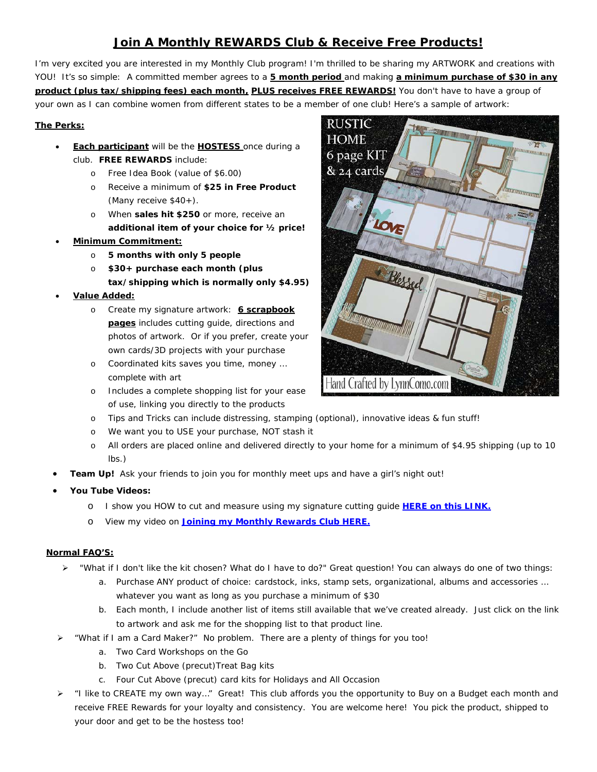# Join A Monthly REWARDS Club & Receive Free Products!

I'm very excited you are interested in my Monthly Club program! I'm thrilled to be sharing my ARTWORK and creations with YOU! It's so simple: A committed member agrees to a **5 month period** and making **a minimum purchase of $30 in any product (plus tax/shipping fees) each month, PLUS receives FREE REWARDS!** You don't have to have a group of your own as I can combine women from different states to be a member of one club! Here's a sample of artwork:

**The Perks:**

- **Each participant** will be the **HOSTESS** once during a club. **FREE REWARDS** include:
  - Free Idea Book (value of $6.00)
  - Receive a minimum of **$25 in Free Product** (Many receive $40+).
  - When **sales hit $250** or more, receive an **additional item of your choice for ½ price!**
- **Minimum Commitment:**
  - **5 months with only 5 people**
  - **$30+ purchase each month (plus tax/shipping which is normally only $4.95)**
- **Value Added:**
  - Create my signature artwork: **6 scrapbook pages** includes cutting guide, directions and photos of artwork. Or if you prefer, create your own cards/3D projects with your purchase
  - Coordinated kits saves you time, money … complete with art
  - Includes a complete shopping list for your ease of use, linking you directly to the products
  - Tips and Tricks can include distressing, stamping (optional), innovative ideas & fun stuff!
  - We want you to USE your purchase, NOT stash it
  - All orders are placed online and delivered directly to your home for a minimum of $4.95 shipping (up to 10 lbs.)
- **Team Up!** Ask your friends to join you for monthly meet ups and have a girl's night out!
- **You Tube Videos:**
  - I show you HOW to cut and measure using my signature cutting guide **HERE on this LINK.**
  - View my video on **Joining my Monthly Rewards Club HERE.**

**Normal FAQ'S:**

- "What if I don't like the kit chosen? What do I have to do?" Great question! You can always do one of two things:
  a. Purchase ANY product of choice: cardstock, inks, stamp sets, organizational, albums and accessories … whatever you want as long as you purchase a minimum of $30
  b. Each month, I include another list of items still available that we've created already. Just click on the link to artwork and ask me for the shopping list to that product line.
- "What if I am a Card Maker?" No problem. There are a plenty of things for you too!
  a. Two Card Workshops on the Go
  b. Two Cut Above (precut)Treat Bag kits
  c. Four Cut Above (precut) card kits for Holidays and All Occasion
- "I like to CREATE my own way…" Great! This club affords you the opportunity to Buy on a Budget each month and receive FREE Rewards for your loyalty and consistency. You are welcome here! You pick the product, shipped to your door and get to be the hostess too!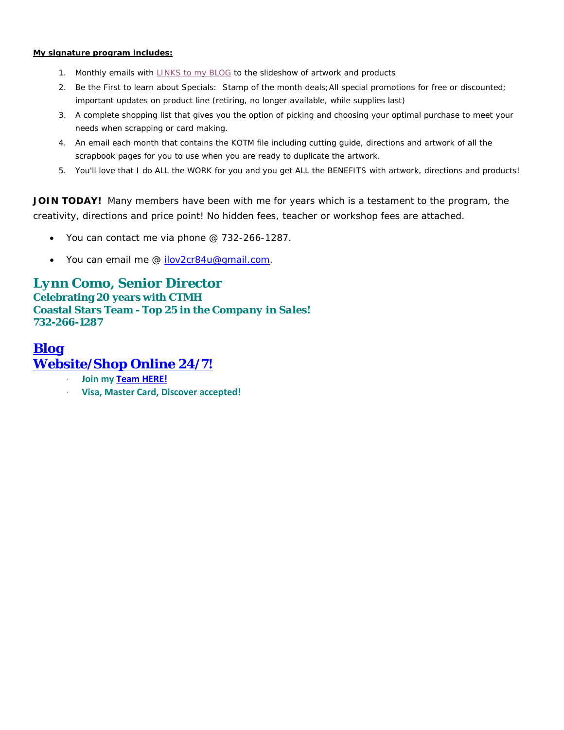**My signature program includes:**

1. Monthly emails with LINKS to my BLOG to the slideshow of artwork and products
2. Be the First to learn about Specials: Stamp of the month deals; All special promotions for free or discounted; important updates on product line (retiring, no longer available, while supplies last)
3. A complete shopping list that gives you the option of picking and choosing your optimal purchase to meet your needs when scrapping or card making.
4. An email each month that contains the KOTM file including cutting guide, directions and artwork of all the scrapbook pages for you to use when you are ready to duplicate the artwork.
5. You'll love that I do ALL the WORK for you and you get ALL the BENEFITS with artwork, directions and products!

**JOIN TODAY!** Many members have been with me for years which is a testament to the program, the creativity, directions and price point! No hidden fees, teacher or workshop fees are attached.

- You can contact me via phone @ 732-266-1287.
- You can email me @ ilov2cr84u@gmail.com.

## Lynn Como, Senior Director

**Celebrating 20 years with CTMH**
**Coastal Stars Team - Top 25 in the Company in Sales!**
**732-266-1287**

## Blog
## Website/Shop Online 24/7!

- **Join my Team HERE!**
- **Visa, Master Card, Discover accepted!**